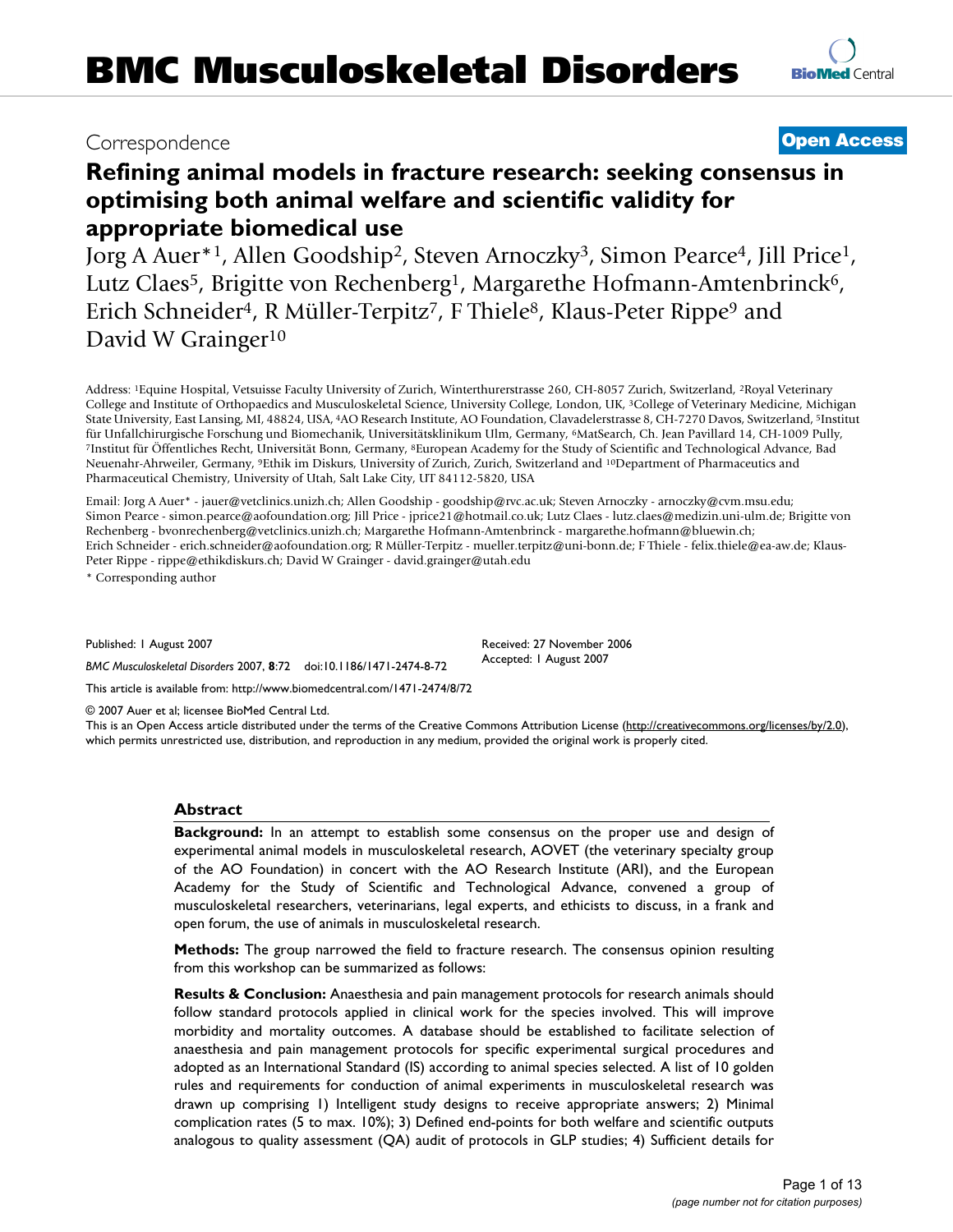# BMC Musculoskeletal Disorders

Correspondence

**Open Access**

# Refining animal models in fracture research: seeking consensus in optimising both animal welfare and scientific validity for appropriate biomedical use

Jorg A Auer*[1], Allen Goodship[2], Steven Arnoczky[3], Simon Pearce[4], Jill Price[1], Lutz Claes[5], Brigitte von Rechenberg[1], Margarethe Hofmann-Amtenbrinck[6], Erich Schneider[4], R Müller-Terpitz[7], F Thiele[8], Klaus-Peter Rippe[9] and David W Grainger[10]

Address: [1]Equine Hospital, Vetsuisse Faculty University of Zurich, Winterthurerstrasse 260, CH-8057 Zurich, Switzerland, [2]Royal Veterinary College and Institute of Orthopaedics and Musculoskeletal Science, University College, London, UK, [3]College of Veterinary Medicine, Michigan State University, East Lansing, MI, 48824, USA, [4]AO Research Institute, AO Foundation, Clavadelerstrasse 8, CH-7270 Davos, Switzerland, [5]Institut für Unfallchirurgische Forschung und Biomechanik, Universitätsklinikum Ulm, Germany, [6]MatSearch, Ch. Jean Pavillard 14, CH-1009 Pully, [7]Institut für Öffentliches Recht, Universität Bonn, Germany, [8]European Academy for the Study of Scientific and Technological Advance, Bad Neuenahr-Ahrweiler, Germany, [9]Ethik im Diskurs, University of Zurich, Zurich, Switzerland and [10]Department of Pharmaceutics and Pharmaceutical Chemistry, University of Utah, Salt Lake City, UT 84112-5820, USA

Email: Jorg A Auer* - jauer@vetclinics.unizh.ch; Allen Goodship - goodship@rvc.ac.uk; Steven Arnoczky - arnoczky@cvm.msu.edu; Simon Pearce - simon.pearce@aofoundation.org; Jill Price - jprice21@hotmail.co.uk; Lutz Claes - lutz.claes@medizin.uni-ulm.de; Brigitte von Rechenberg - bvonrechenberg@vetclinics.unizh.ch; Margarethe Hofmann-Amtenbrinck - margarethe.hofmann@bluewin.ch; Erich Schneider - erich.schneider@aofoundation.org; R Müller-Terpitz - mueller.terpitz@uni-bonn.de; F Thiele - felix.thiele@ea-aw.de; Klaus-Peter Rippe - rippe@ethikdiskurs.ch; David W Grainger - david.grainger@utah.edu

* Corresponding author

Published: 1 August 2007

*BMC Musculoskeletal Disorders* 2007, **8**:72 doi:10.1186/1471-2474-8-72

Received: 27 November 2006
Accepted: 1 August 2007

This article is available from: http://www.biomedcentral.com/1471-2474/8/72

© 2007 Auer et al; licensee BioMed Central Ltd.

This is an Open Access article distributed under the terms of the Creative Commons Attribution License (http://creativecommons.org/licenses/by/2.0), which permits unrestricted use, distribution, and reproduction in any medium, provided the original work is properly cited.

## Abstract

**Background:** In an attempt to establish some consensus on the proper use and design of experimental animal models in musculoskeletal research, AOVET (the veterinary specialty group of the AO Foundation) in concert with the AO Research Institute (ARI), and the European Academy for the Study of Scientific and Technological Advance, convened a group of musculoskeletal researchers, veterinarians, legal experts, and ethicists to discuss, in a frank and open forum, the use of animals in musculoskeletal research.

**Methods:** The group narrowed the field to fracture research. The consensus opinion resulting from this workshop can be summarized as follows:

**Results & Conclusion:** Anaesthesia and pain management protocols for research animals should follow standard protocols applied in clinical work for the species involved. This will improve morbidity and mortality outcomes. A database should be established to facilitate selection of anaesthesia and pain management protocols for specific experimental surgical procedures and adopted as an International Standard (IS) according to animal species selected. A list of 10 golden rules and requirements for conduction of animal experiments in musculoskeletal research was drawn up comprising 1) Intelligent study designs to receive appropriate answers; 2) Minimal complication rates (5 to max. 10%); 3) Defined end-points for both welfare and scientific outputs analogous to quality assessment (QA) audit of protocols in GLP studies; 4) Sufficient details for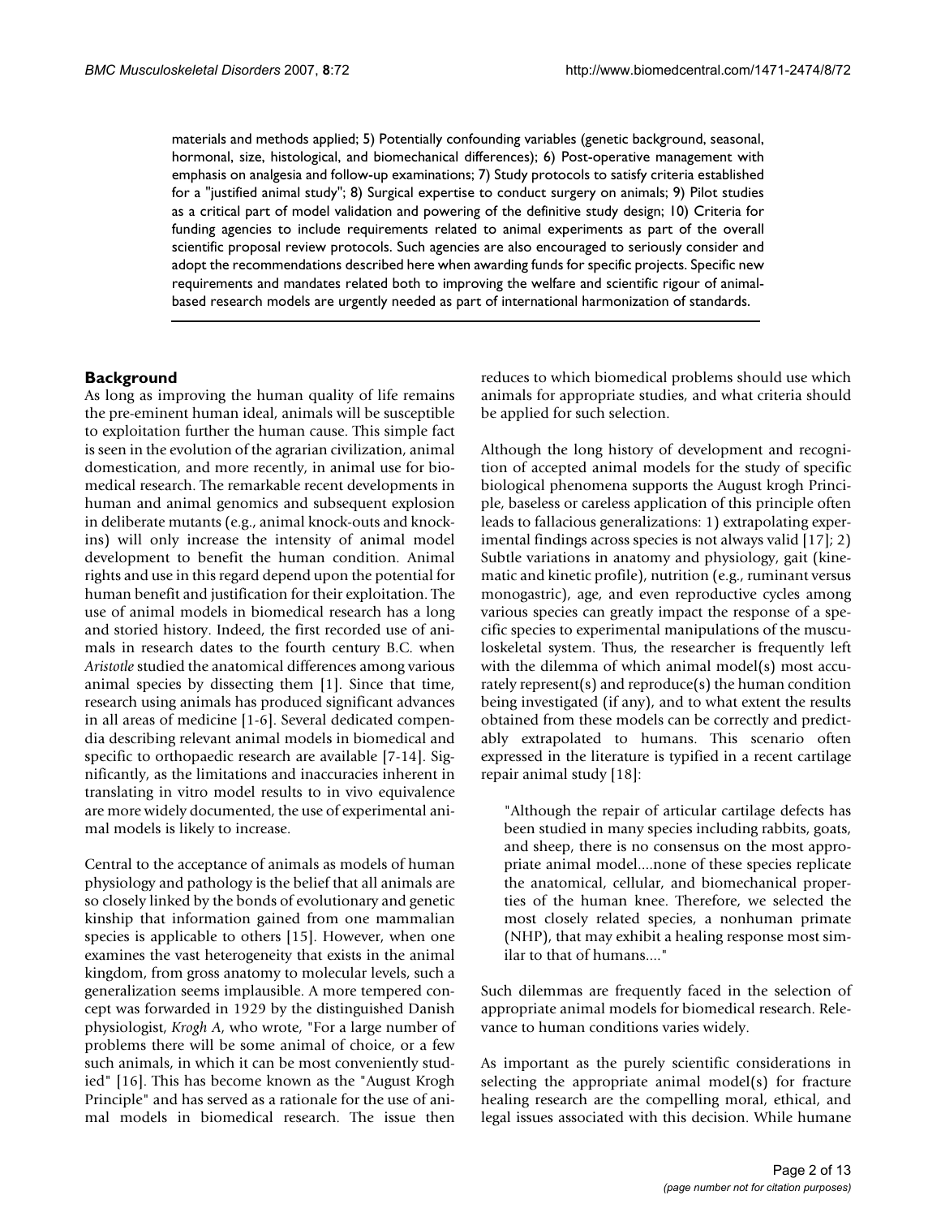materials and methods applied; 5) Potentially confounding variables (genetic background, seasonal, hormonal, size, histological, and biomechanical differences); 6) Post-operative management with emphasis on analgesia and follow-up examinations; 7) Study protocols to satisfy criteria established for a "justified animal study"; 8) Surgical expertise to conduct surgery on animals; 9) Pilot studies as a critical part of model validation and powering of the definitive study design; 10) Criteria for funding agencies to include requirements related to animal experiments as part of the overall scientific proposal review protocols. Such agencies are also encouraged to seriously consider and adopt the recommendations described here when awarding funds for specific projects. Specific new requirements and mandates related both to improving the welfare and scientific rigour of animal-based research models are urgently needed as part of international harmonization of standards.

## Background

As long as improving the human quality of life remains the pre-eminent human ideal, animals will be susceptible to exploitation further the human cause. This simple fact is seen in the evolution of the agrarian civilization, animal domestication, and more recently, in animal use for biomedical research. The remarkable recent developments in human and animal genomics and subsequent explosion in deliberate mutants (e.g., animal knock-outs and knock-ins) will only increase the intensity of animal model development to benefit the human condition. Animal rights and use in this regard depend upon the potential for human benefit and justification for their exploitation. The use of animal models in biomedical research has a long and storied history. Indeed, the first recorded use of animals in research dates to the fourth century B.C. when *Aristotle* studied the anatomical differences among various animal species by dissecting them [1]. Since that time, research using animals has produced significant advances in all areas of medicine [1-6]. Several dedicated compendia describing relevant animal models in biomedical and specific to orthopaedic research are available [7-14]. Significantly, as the limitations and inaccuracies inherent in translating in vitro model results to in vivo equivalence are more widely documented, the use of experimental animal models is likely to increase.

Central to the acceptance of animals as models of human physiology and pathology is the belief that all animals are so closely linked by the bonds of evolutionary and genetic kinship that information gained from one mammalian species is applicable to others [15]. However, when one examines the vast heterogeneity that exists in the animal kingdom, from gross anatomy to molecular levels, such a generalization seems implausible. A more tempered concept was forwarded in 1929 by the distinguished Danish physiologist, *Krogh A*, who wrote, "For a large number of problems there will be some animal of choice, or a few such animals, in which it can be most conveniently studied" [16]. This has become known as the "August Krogh Principle" and has served as a rationale for the use of animal models in biomedical research. The issue then reduces to which biomedical problems should use which animals for appropriate studies, and what criteria should be applied for such selection.

Although the long history of development and recognition of accepted animal models for the study of specific biological phenomena supports the August krogh Principle, baseless or careless application of this principle often leads to fallacious generalizations: 1) extrapolating experimental findings across species is not always valid [17]; 2) Subtle variations in anatomy and physiology, gait (kinematic and kinetic profile), nutrition (e.g., ruminant versus monogastric), age, and even reproductive cycles among various species can greatly impact the response of a specific species to experimental manipulations of the musculoskeletal system. Thus, the researcher is frequently left with the dilemma of which animal model(s) most accurately represent(s) and reproduce(s) the human condition being investigated (if any), and to what extent the results obtained from these models can be correctly and predictably extrapolated to humans. This scenario often expressed in the literature is typified in a recent cartilage repair animal study [18]:

> "Although the repair of articular cartilage defects has been studied in many species including rabbits, goats, and sheep, there is no consensus on the most appropriate animal model....none of these species replicate the anatomical, cellular, and biomechanical properties of the human knee. Therefore, we selected the most closely related species, a nonhuman primate (NHP), that may exhibit a healing response most similar to that of humans...."

Such dilemmas are frequently faced in the selection of appropriate animal models for biomedical research. Relevance to human conditions varies widely.

As important as the purely scientific considerations in selecting the appropriate animal model(s) for fracture healing research are the compelling moral, ethical, and legal issues associated with this decision. While humane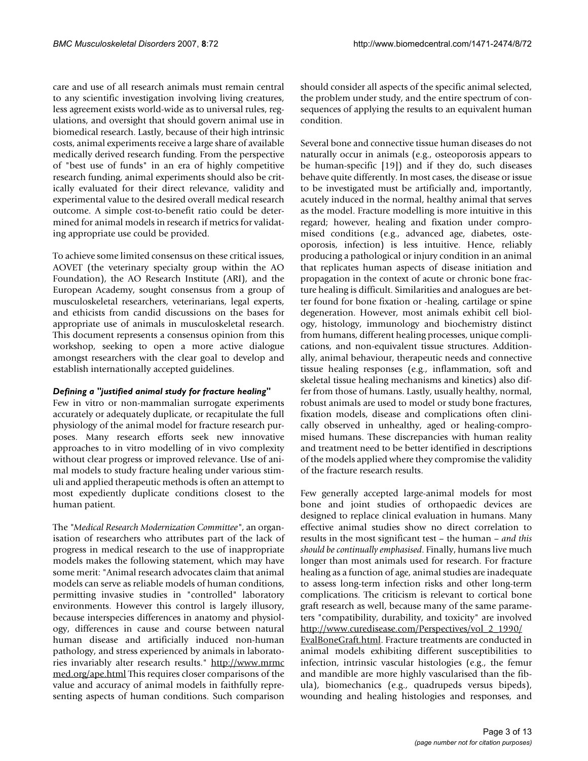care and use of all research animals must remain central to any scientific investigation involving living creatures, less agreement exists world-wide as to universal rules, regulations, and oversight that should govern animal use in biomedical research. Lastly, because of their high intrinsic costs, animal experiments receive a large share of available medically derived research funding. From the perspective of "best use of funds" in an era of highly competitive research funding, animal experiments should also be critically evaluated for their direct relevance, validity and experimental value to the desired overall medical research outcome. A simple cost-to-benefit ratio could be determined for animal models in research if metrics for validating appropriate use could be provided.

To achieve some limited consensus on these critical issues, AOVET (the veterinary specialty group within the AO Foundation), the AO Research Institute (ARI), and the European Academy, sought consensus from a group of musculoskeletal researchers, veterinarians, legal experts, and ethicists from candid discussions on the bases for appropriate use of animals in musculoskeletal research. This document represents a consensus opinion from this workshop, seeking to open a more active dialogue amongst researchers with the clear goal to develop and establish internationally accepted guidelines.

### *Defining a "justified animal study for fracture healing"*

Few in vitro or non-mammalian surrogate experiments accurately or adequately duplicate, or recapitulate the full physiology of the animal model for fracture research purposes. Many research efforts seek new innovative approaches to in vitro modelling of in vivo complexity without clear progress or improved relevance. Use of animal models to study fracture healing under various stimuli and applied therapeutic methods is often an attempt to most expediently duplicate conditions closest to the human patient.

The "*Medical Research Modernization Committee*", an organisation of researchers who attributes part of the lack of progress in medical research to the use of inappropriate models makes the following statement, which may have some merit: "Animal research advocates claim that animal models can serve as reliable models of human conditions, permitting invasive studies in "controlled" laboratory environments. However this control is largely illusory, because interspecies differences in anatomy and physiology, differences in cause and course between natural human disease and artificially induced non-human pathology, and stress experienced by animals in laboratories invariably alter research results." http://www.mrmcmed.org/ape.html This requires closer comparisons of the value and accuracy of animal models in faithfully representing aspects of human conditions. Such comparison should consider all aspects of the specific animal selected, the problem under study, and the entire spectrum of consequences of applying the results to an equivalent human condition.

Several bone and connective tissue human diseases do not naturally occur in animals (e.g., osteoporosis appears to be human-specific [19]) and if they do, such diseases behave quite differently. In most cases, the disease or issue to be investigated must be artificially and, importantly, acutely induced in the normal, healthy animal that serves as the model. Fracture modelling is more intuitive in this regard; however, healing and fixation under compromised conditions (e.g., advanced age, diabetes, osteoporosis, infection) is less intuitive. Hence, reliably producing a pathological or injury condition in an animal that replicates human aspects of disease initiation and propagation in the context of acute or chronic bone fracture healing is difficult. Similarities and analogues are better found for bone fixation or -healing, cartilage or spine degeneration. However, most animals exhibit cell biology, histology, immunology and biochemistry distinct from humans, different healing processes, unique complications, and non-equivalent tissue structures. Additionally, animal behaviour, therapeutic needs and connective tissue healing responses (e.g., inflammation, soft and skeletal tissue healing mechanisms and kinetics) also differ from those of humans. Lastly, usually healthy, normal, robust animals are used to model or study bone fractures, fixation models, disease and complications often clinically observed in unhealthy, aged or healing-compromised humans. These discrepancies with human reality and treatment need to be better identified in descriptions of the models applied where they compromise the validity of the fracture research results.

Few generally accepted large-animal models for most bone and joint studies of orthopaedic devices are designed to replace clinical evaluation in humans. Many effective animal studies show no direct correlation to results in the most significant test – the human – *and this should be continually emphasised*. Finally, humans live much longer than most animals used for research. For fracture healing as a function of age, animal studies are inadequate to assess long-term infection risks and other long-term complications. The criticism is relevant to cortical bone graft research as well, because many of the same parameters "compatibility, durability, and toxicity" are involved http://www.curedisease.com/Perspectives/vol_2_1990/EvalBoneGraft.html. Fracture treatments are conducted in animal models exhibiting different susceptibilities to infection, intrinsic vascular histologies (e.g., the femur and mandible are more highly vascularised than the fibula), biomechanics (e.g., quadrupeds versus bipeds), wounding and healing histologies and responses, and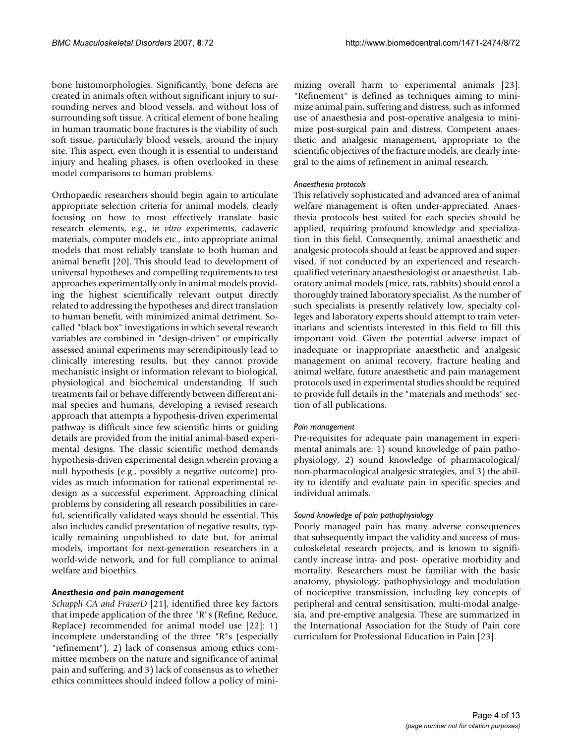bone histomorphologies. Significantly, bone defects are created in animals often without significant injury to surrounding nerves and blood vessels, and without loss of surrounding soft tissue. A critical element of bone healing in human traumatic bone fractures is the viability of such soft tissue, particularly blood vessels, around the injury site. This aspect, even though it is essential to understand injury and healing phases, is often overlooked in these model comparisons to human problems.

Orthopaedic researchers should begin again to articulate appropriate selection criteria for animal models, clearly focusing on how to most effectively translate basic research elements, e.g., *in vitro* experiments, cadaveric materials, computer models etc., into appropriate animal models that most reliably translate to both human and animal benefit [20]. This should lead to development of universal hypotheses and compelling requirements to test approaches experimentally only in animal models providing the highest scientifically relevant output directly related to addressing the hypotheses and direct translation to human benefit, with minimized animal detriment. So-called "black box" investigations in which several research variables are combined in "design-driven" or empirically assessed animal experiments may serendipitously lead to clinically interesting results, but they cannot provide mechanistic insight or information relevant to biological, physiological and biochemical understanding. If such treatments fail or behave differently between different animal species and humans, developing a revised research approach that attempts a hypothesis-driven experimental pathway is difficult since few scientific hints or guiding details are provided from the initial animal-based experimental designs. The classic scientific method demands hypothesis-driven experimental design wherein proving a null hypothesis (e.g., possibly a negative outcome) provides as much information for rational experimental re-design as a successful experiment. Approaching clinical problems by considering all research possibilities in careful, scientifically validated ways should be essential. This also includes candid presentation of negative results, typically remaining unpublished to date but, for animal models, important for next-generation researchers in a world-wide network, and for full compliance to animal welfare and bioethics.

### *Anesthesia and pain management*

*Schuppli CA and FraserD* [21], identified three key factors that impede application of the three "R"s (Refine, Reduce, Replace) recommended for animal model use [22]: 1) incomplete understanding of the three "R"s (especially "refinement"), 2) lack of consensus among ethics committee members on the nature and significance of animal pain and suffering, and 3) lack of consensus as to whether ethics committees should indeed follow a policy of minimizing overall harm to experimental animals [23]. "Refinement" is defined as techniques aiming to minimize animal pain, suffering and distress, such as informed use of anaesthesia and post-operative analgesia to minimize post-surgical pain and distress. Competent anaesthetic and analgesic management, appropriate to the scientific objectives of the fracture models, are clearly integral to the aims of refinement in animal research.

#### *Anaesthesia protocols*

This relatively sophisticated and advanced area of animal welfare management is often under-appreciated. Anaesthesia protocols best suited for each species should be applied, requiring profound knowledge and specialization in this field. Consequently, animal anaesthetic and analgesic protocols should at least be approved and supervised, if not conducted by an experienced and research-qualified veterinary anaesthesiologist or anaesthetist. Laboratory animal models (mice, rats, rabbits) should enrol a thoroughly trained laboratory specialist. As the number of such specialists is presently relatively low, specialty colleges and laboratory experts should attempt to train veterinarians and scientists interested in this field to fill this important void. Given the potential adverse impact of inadequate or inappropriate anaesthetic and analgesic management on animal recovery, fracture healing and animal welfare, future anaesthetic and pain management protocols used in experimental studies should be required to provide full details in the "materials and methods" section of all publications.

#### *Pain management*

Pre-requisites for adequate pain management in experimental animals are: 1) sound knowledge of pain pathophysiology, 2) sound knowledge of pharmacological/non-pharmacological analgesic strategies, and 3) the ability to identify and evaluate pain in specific species and individual animals.

#### *Sound knowledge of pain pathophysiology*

Poorly managed pain has many adverse consequences that subsequently impact the validity and success of musculoskeletal research projects, and is known to significantly increase intra- and post- operative morbidity and mortality. Researchers must be familiar with the basic anatomy, physiology, pathophysiology and modulation of nociceptive transmission, including key concepts of peripheral and central sensitisation, multi-modal analgesia, and pre-emptive analgesia. These are summarized in the International Association for the Study of Pain core curriculum for Professional Education in Pain [23].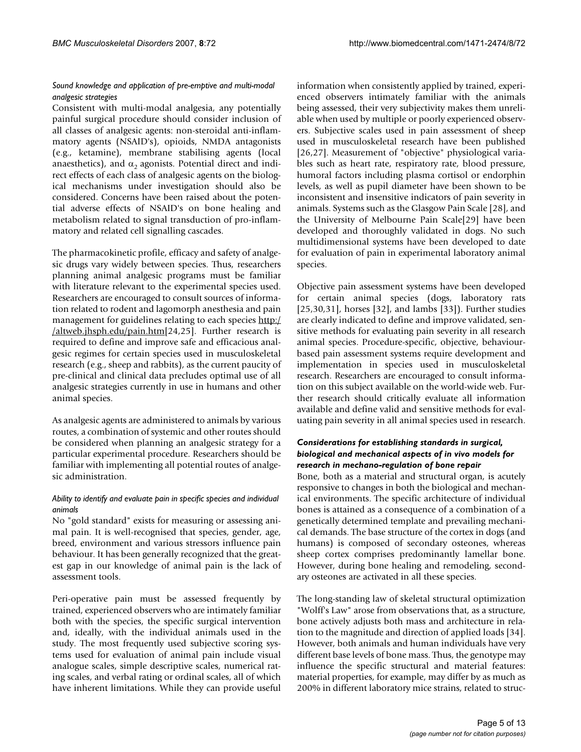#### *Sound knowledge and application of pre-emptive and multi-modal analgesic strategies*

Consistent with multi-modal analgesia, any potentially painful surgical procedure should consider inclusion of all classes of analgesic agents: non-steroidal anti-inflammatory agents (NSAID's), opioids, NMDA antagonists (e.g., ketamine), membrane stabilising agents (local anaesthetics), and $\alpha_2$ agonists. Potential direct and indirect effects of each class of analgesic agents on the biological mechanisms under investigation should also be considered. Concerns have been raised about the potential adverse effects of NSAID's on bone healing and metabolism related to signal transduction of pro-inflammatory and related cell signalling cascades.

The pharmacokinetic profile, efficacy and safety of analgesic drugs vary widely between species. Thus, researchers planning animal analgesic programs must be familiar with literature relevant to the experimental species used. Researchers are encouraged to consult sources of information related to rodent and lagomorph anesthesia and pain management for guidelines relating to each species http://altweb.jhsph.edu/pain.htm[24,25]. Further research is required to define and improve safe and efficacious analgesic regimes for certain species used in musculoskeletal research (e.g., sheep and rabbits), as the current paucity of pre-clinical and clinical data precludes optimal use of all analgesic strategies currently in use in humans and other animal species.

As analgesic agents are administered to animals by various routes, a combination of systemic and other routes should be considered when planning an analgesic strategy for a particular experimental procedure. Researchers should be familiar with implementing all potential routes of analgesic administration.

#### *Ability to identify and evaluate pain in specific species and individual animals*

No "gold standard" exists for measuring or assessing animal pain. It is well-recognised that species, gender, age, breed, environment and various stressors influence pain behaviour. It has been generally recognized that the greatest gap in our knowledge of animal pain is the lack of assessment tools.

Peri-operative pain must be assessed frequently by trained, experienced observers who are intimately familiar both with the species, the specific surgical intervention and, ideally, with the individual animals used in the study. The most frequently used subjective scoring systems used for evaluation of animal pain include visual analogue scales, simple descriptive scales, numerical rating scales, and verbal rating or ordinal scales, all of which have inherent limitations. While they can provide useful information when consistently applied by trained, experienced observers intimately familiar with the animals being assessed, their very subjectivity makes them unreliable when used by multiple or poorly experienced observers. Subjective scales used in pain assessment of sheep used in musculoskeletal research have been published [26,27]. Measurement of "objective" physiological variables such as heart rate, respiratory rate, blood pressure, humoral factors including plasma cortisol or endorphin levels, as well as pupil diameter have been shown to be inconsistent and insensitive indicators of pain severity in animals. Systems such as the Glasgow Pain Scale [28], and the University of Melbourne Pain Scale[29] have been developed and thoroughly validated in dogs. No such multidimensional systems have been developed to date for evaluation of pain in experimental laboratory animal species.

Objective pain assessment systems have been developed for certain animal species (dogs, laboratory rats [25,30,31], horses [32], and lambs [33]). Further studies are clearly indicated to define and improve validated, sensitive methods for evaluating pain severity in all research animal species. Procedure-specific, objective, behaviour-based pain assessment systems require development and implementation in species used in musculoskeletal research. Researchers are encouraged to consult information on this subject available on the world-wide web. Further research should critically evaluate all information available and define valid and sensitive methods for evaluating pain severity in all animal species used in research.

### *Considerations for establishing standards in surgical, biological and mechanical aspects of in vivo models for research in mechano-regulation of bone repair*

Bone, both as a material and structural organ, is acutely responsive to changes in both the biological and mechanical environments. The specific architecture of individual bones is attained as a consequence of a combination of a genetically determined template and prevailing mechanical demands. The base structure of the cortex in dogs (and humans) is composed of secondary osteones, whereas sheep cortex comprises predominantly lamellar bone. However, during bone healing and remodeling, secondary osteones are activated in all these species.

The long-standing law of skeletal structural optimization "Wolff's Law" arose from observations that, as a structure, bone actively adjusts both its mass and architecture in relation to the magnitude and direction of applied loads [34]. However, both animals and human individuals have very different base levels of bone mass. Thus, the genotype may influence the specific structural and material features: material properties, for example, may differ by as much as 200% in different laboratory mice strains, related to struc-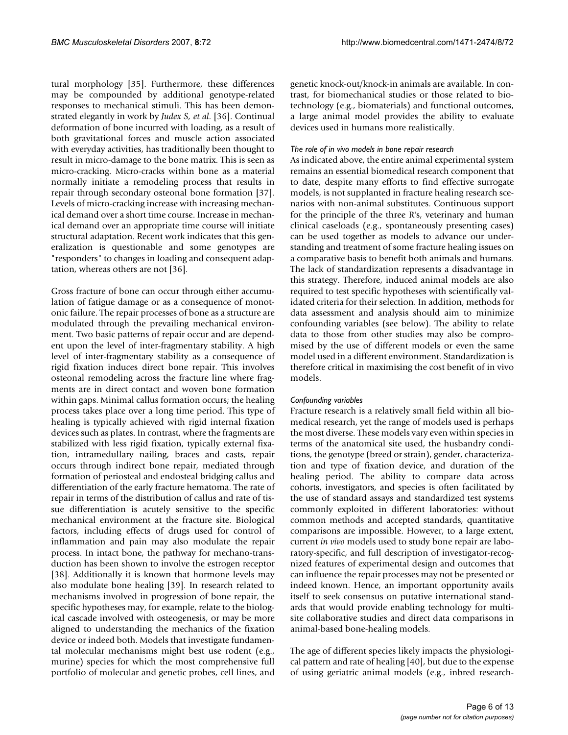tural morphology [35]. Furthermore, these differences may be compounded by additional genotype-related responses to mechanical stimuli. This has been demonstrated elegantly in work by *Judex S, et al*. [36]. Continual deformation of bone incurred with loading, as a result of both gravitational forces and muscle action associated with everyday activities, has traditionally been thought to result in micro-damage to the bone matrix. This is seen as micro-cracking. Micro-cracks within bone as a material normally initiate a remodeling process that results in repair through secondary osteonal bone formation [37]. Levels of micro-cracking increase with increasing mechanical demand over a short time course. Increase in mechanical demand over an appropriate time course will initiate structural adaptation. Recent work indicates that this generalization is questionable and some genotypes are "responders" to changes in loading and consequent adaptation, whereas others are not [36].

Gross fracture of bone can occur through either accumulation of fatigue damage or as a consequence of monotonic failure. The repair processes of bone as a structure are modulated through the prevailing mechanical environment. Two basic patterns of repair occur and are dependent upon the level of inter-fragmentary stability. A high level of inter-fragmentary stability as a consequence of rigid fixation induces direct bone repair. This involves osteonal remodeling across the fracture line where fragments are in direct contact and woven bone formation within gaps. Minimal callus formation occurs; the healing process takes place over a long time period. This type of healing is typically achieved with rigid internal fixation devices such as plates. In contrast, where the fragments are stabilized with less rigid fixation, typically external fixation, intramedullary nailing, braces and casts, repair occurs through indirect bone repair, mediated through formation of periosteal and endosteal bridging callus and differentiation of the early fracture hematoma. The rate of repair in terms of the distribution of callus and rate of tissue differentiation is acutely sensitive to the specific mechanical environment at the fracture site. Biological factors, including effects of drugs used for control of inflammation and pain may also modulate the repair process. In intact bone, the pathway for mechano-transduction has been shown to involve the estrogen receptor [38]. Additionally it is known that hormone levels may also modulate bone healing [39]. In research related to mechanisms involved in progression of bone repair, the specific hypotheses may, for example, relate to the biological cascade involved with osteogenesis, or may be more aligned to understanding the mechanics of the fixation device or indeed both. Models that investigate fundamental molecular mechanisms might best use rodent (e.g., murine) species for which the most comprehensive full portfolio of molecular and genetic probes, cell lines, and genetic knock-out/knock-in animals are available. In contrast, for biomechanical studies or those related to biotechnology (e.g., biomaterials) and functional outcomes, a large animal model provides the ability to evaluate devices used in humans more realistically.

#### *The role of in vivo models in bone repair research*

As indicated above, the entire animal experimental system remains an essential biomedical research component that to date, despite many efforts to find effective surrogate models, is not supplanted in fracture healing research scenarios with non-animal substitutes. Continuous support for the principle of the three R's, veterinary and human clinical caseloads (e.g., spontaneously presenting cases) can be used together as models to advance our understanding and treatment of some fracture healing issues on a comparative basis to benefit both animals and humans. The lack of standardization represents a disadvantage in this strategy. Therefore, induced animal models are also required to test specific hypotheses with scientifically validated criteria for their selection. In addition, methods for data assessment and analysis should aim to minimize confounding variables (see below). The ability to relate data to those from other studies may also be compromised by the use of different models or even the same model used in a different environment. Standardization is therefore critical in maximising the cost benefit of in vivo models.

#### *Confounding variables*

Fracture research is a relatively small field within all biomedical research, yet the range of models used is perhaps the most diverse. These models vary even within species in terms of the anatomical site used, the husbandry conditions, the genotype (breed or strain), gender, characterization and type of fixation device, and duration of the healing period. The ability to compare data across cohorts, investigators, and species is often facilitated by the use of standard assays and standardized test systems commonly exploited in different laboratories: without common methods and accepted standards, quantitative comparisons are impossible. However, to a large extent, current *in vivo* models used to study bone repair are laboratory-specific, and full description of investigator-recognized features of experimental design and outcomes that can influence the repair processes may not be presented or indeed known. Hence, an important opportunity avails itself to seek consensus on putative international standards that would provide enabling technology for multi-site collaborative studies and direct data comparisons in animal-based bone-healing models.

The age of different species likely impacts the physiological pattern and rate of healing [40], but due to the expense of using geriatric animal models (e.g., inbred research-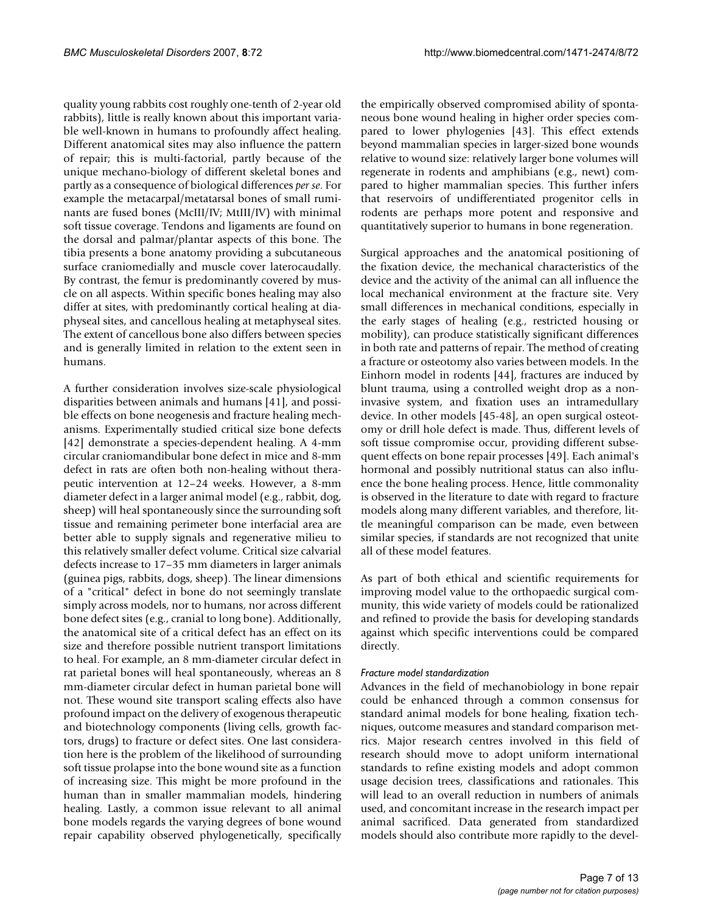quality young rabbits cost roughly one-tenth of 2-year old rabbits), little is really known about this important variable well-known in humans to profoundly affect healing. Different anatomical sites may also influence the pattern of repair; this is multi-factorial, partly because of the unique mechano-biology of different skeletal bones and partly as a consequence of biological differences *per se*. For example the metacarpal/metatarsal bones of small ruminants are fused bones (McIII/IV; MtIII/IV) with minimal soft tissue coverage. Tendons and ligaments are found on the dorsal and palmar/plantar aspects of this bone. The tibia presents a bone anatomy providing a subcutaneous surface craniomedially and muscle cover laterocaudally. By contrast, the femur is predominantly covered by muscle on all aspects. Within specific bones healing may also differ at sites, with predominantly cortical healing at diaphyseal sites, and cancellous healing at metaphyseal sites. The extent of cancellous bone also differs between species and is generally limited in relation to the extent seen in humans.

A further consideration involves size-scale physiological disparities between animals and humans [41], and possible effects on bone neogenesis and fracture healing mechanisms. Experimentally studied critical size bone defects [42] demonstrate a species-dependent healing. A 4-mm circular craniomandibular bone defect in mice and 8-mm defect in rats are often both non-healing without therapeutic intervention at 12–24 weeks. However, a 8-mm diameter defect in a larger animal model (e.g., rabbit, dog, sheep) will heal spontaneously since the surrounding soft tissue and remaining perimeter bone interfacial area are better able to supply signals and regenerative milieu to this relatively smaller defect volume. Critical size calvarial defects increase to 17–35 mm diameters in larger animals (guinea pigs, rabbits, dogs, sheep). The linear dimensions of a "critical" defect in bone do not seemingly translate simply across models, nor to humans, nor across different bone defect sites (e.g., cranial to long bone). Additionally, the anatomical site of a critical defect has an effect on its size and therefore possible nutrient transport limitations to heal. For example, an 8 mm-diameter circular defect in rat parietal bones will heal spontaneously, whereas an 8 mm-diameter circular defect in human parietal bone will not. These wound site transport scaling effects also have profound impact on the delivery of exogenous therapeutic and biotechnology components (living cells, growth factors, drugs) to fracture or defect sites. One last consideration here is the problem of the likelihood of surrounding soft tissue prolapse into the bone wound site as a function of increasing size. This might be more profound in the human than in smaller mammalian models, hindering healing. Lastly, a common issue relevant to all animal bone models regards the varying degrees of bone wound repair capability observed phylogenetically, specifically the empirically observed compromised ability of spontaneous bone wound healing in higher order species compared to lower phylogenies [43]. This effect extends beyond mammalian species in larger-sized bone wounds relative to wound size: relatively larger bone volumes will regenerate in rodents and amphibians (e.g., newt) compared to higher mammalian species. This further infers that reservoirs of undifferentiated progenitor cells in rodents are perhaps more potent and responsive and quantitatively superior to humans in bone regeneration.

Surgical approaches and the anatomical positioning of the fixation device, the mechanical characteristics of the device and the activity of the animal can all influence the local mechanical environment at the fracture site. Very small differences in mechanical conditions, especially in the early stages of healing (e.g., restricted housing or mobility), can produce statistically significant differences in both rate and patterns of repair. The method of creating a fracture or osteotomy also varies between models. In the Einhorn model in rodents [44], fractures are induced by blunt trauma, using a controlled weight drop as a non-invasive system, and fixation uses an intramedullary device. In other models [45-48], an open surgical osteotomy or drill hole defect is made. Thus, different levels of soft tissue compromise occur, providing different subsequent effects on bone repair processes [49]. Each animal's hormonal and possibly nutritional status can also influence the bone healing process. Hence, little commonality is observed in the literature to date with regard to fracture models along many different variables, and therefore, little meaningful comparison can be made, even between similar species, if standards are not recognized that unite all of these model features.

As part of both ethical and scientific requirements for improving model value to the orthopaedic surgical community, this wide variety of models could be rationalized and refined to provide the basis for developing standards against which specific interventions could be compared directly.

#### *Fracture model standardization*

Advances in the field of mechanobiology in bone repair could be enhanced through a common consensus for standard animal models for bone healing, fixation techniques, outcome measures and standard comparison metrics. Major research centres involved in this field of research should move to adopt uniform international standards to refine existing models and adopt common usage decision trees, classifications and rationales. This will lead to an overall reduction in numbers of animals used, and concomitant increase in the research impact per animal sacrificed. Data generated from standardized models should also contribute more rapidly to the devel-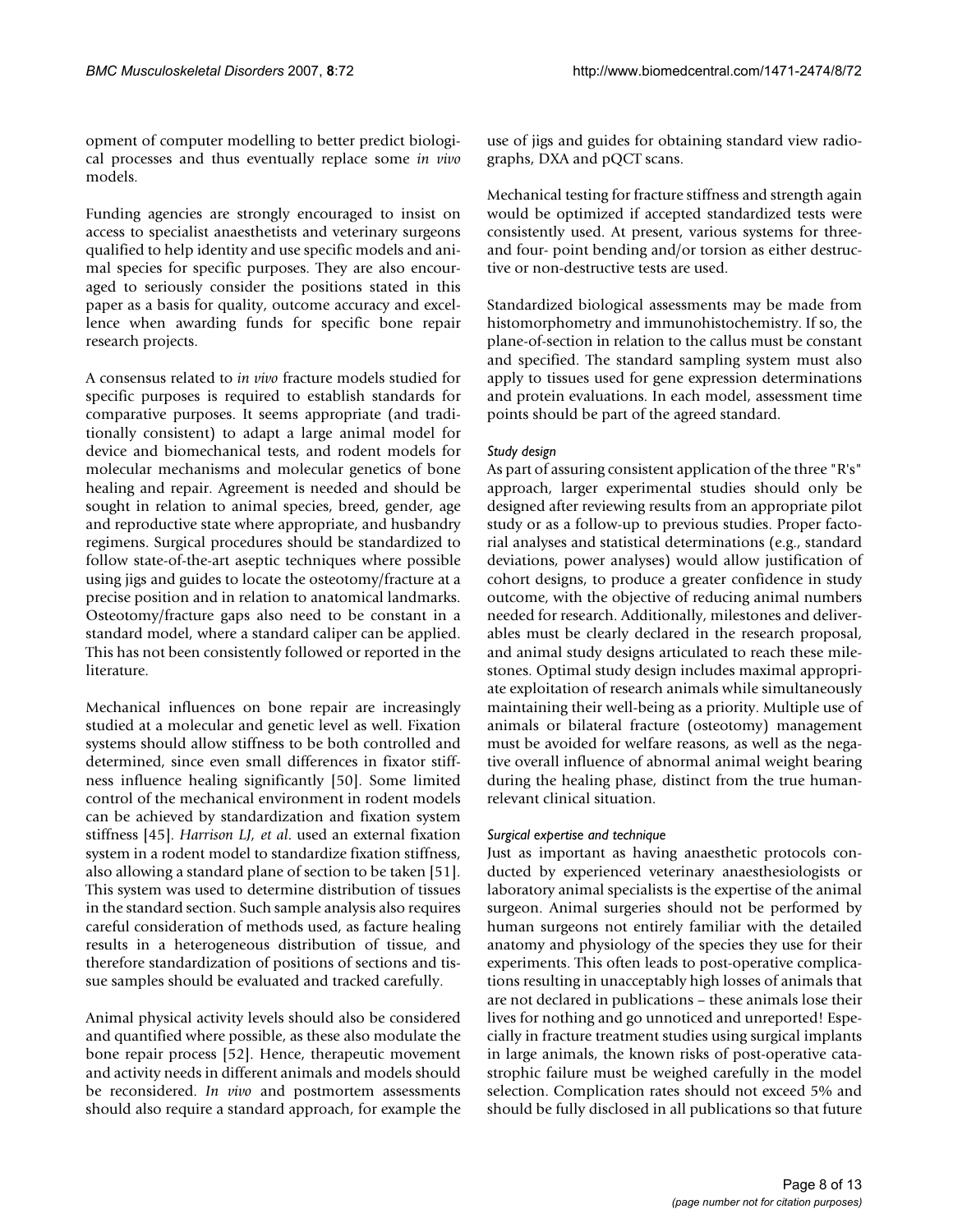opment of computer modelling to better predict biological processes and thus eventually replace some *in vivo* models.

Funding agencies are strongly encouraged to insist on access to specialist anaesthetists and veterinary surgeons qualified to help identity and use specific models and animal species for specific purposes. They are also encouraged to seriously consider the positions stated in this paper as a basis for quality, outcome accuracy and excellence when awarding funds for specific bone repair research projects.

A consensus related to *in vivo* fracture models studied for specific purposes is required to establish standards for comparative purposes. It seems appropriate (and traditionally consistent) to adapt a large animal model for device and biomechanical tests, and rodent models for molecular mechanisms and molecular genetics of bone healing and repair. Agreement is needed and should be sought in relation to animal species, breed, gender, age and reproductive state where appropriate, and husbandry regimens. Surgical procedures should be standardized to follow state-of-the-art aseptic techniques where possible using jigs and guides to locate the osteotomy/fracture at a precise position and in relation to anatomical landmarks. Osteotomy/fracture gaps also need to be constant in a standard model, where a standard caliper can be applied. This has not been consistently followed or reported in the literature.

Mechanical influences on bone repair are increasingly studied at a molecular and genetic level as well. Fixation systems should allow stiffness to be both controlled and determined, since even small differences in fixator stiffness influence healing significantly [50]. Some limited control of the mechanical environment in rodent models can be achieved by standardization and fixation system stiffness [45]. *Harrison LJ, et al*. used an external fixation system in a rodent model to standardize fixation stiffness, also allowing a standard plane of section to be taken [51]. This system was used to determine distribution of tissues in the standard section. Such sample analysis also requires careful consideration of methods used, as facture healing results in a heterogeneous distribution of tissue, and therefore standardization of positions of sections and tissue samples should be evaluated and tracked carefully.

Animal physical activity levels should also be considered and quantified where possible, as these also modulate the bone repair process [52]. Hence, therapeutic movement and activity needs in different animals and models should be reconsidered. *In vivo* and postmortem assessments should also require a standard approach, for example the use of jigs and guides for obtaining standard view radiographs, DXA and pQCT scans.

Mechanical testing for fracture stiffness and strength again would be optimized if accepted standardized tests were consistently used. At present, various systems for three- and four- point bending and/or torsion as either destructive or non-destructive tests are used.

Standardized biological assessments may be made from histomorphometry and immunohistochemistry. If so, the plane-of-section in relation to the callus must be constant and specified. The standard sampling system must also apply to tissues used for gene expression determinations and protein evaluations. In each model, assessment time points should be part of the agreed standard.

*Study design*

As part of assuring consistent application of the three "R's" approach, larger experimental studies should only be designed after reviewing results from an appropriate pilot study or as a follow-up to previous studies. Proper factorial analyses and statistical determinations (e.g., standard deviations, power analyses) would allow justification of cohort designs, to produce a greater confidence in study outcome, with the objective of reducing animal numbers needed for research. Additionally, milestones and deliverables must be clearly declared in the research proposal, and animal study designs articulated to reach these milestones. Optimal study design includes maximal appropriate exploitation of research animals while simultaneously maintaining their well-being as a priority. Multiple use of animals or bilateral fracture (osteotomy) management must be avoided for welfare reasons, as well as the negative overall influence of abnormal animal weight bearing during the healing phase, distinct from the true human-relevant clinical situation.

*Surgical expertise and technique*

Just as important as having anaesthetic protocols conducted by experienced veterinary anaesthesiologists or laboratory animal specialists is the expertise of the animal surgeon. Animal surgeries should not be performed by human surgeons not entirely familiar with the detailed anatomy and physiology of the species they use for their experiments. This often leads to post-operative complications resulting in unacceptably high losses of animals that are not declared in publications – these animals lose their lives for nothing and go unnoticed and unreported! Especially in fracture treatment studies using surgical implants in large animals, the known risks of post-operative catastrophic failure must be weighed carefully in the model selection. Complication rates should not exceed 5% and should be fully disclosed in all publications so that future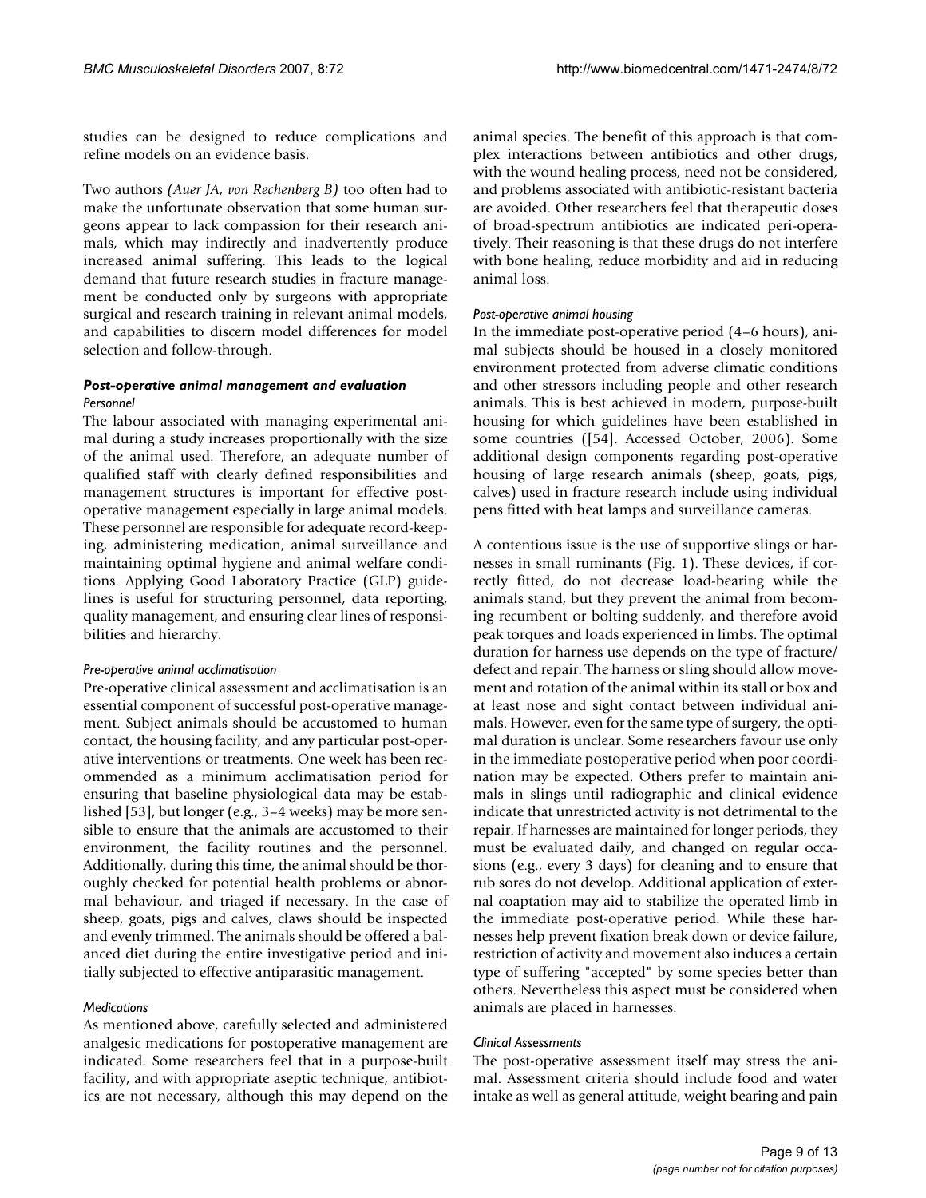studies can be designed to reduce complications and refine models on an evidence basis.

Two authors *(Auer JA, von Rechenberg B)* too often had to make the unfortunate observation that some human surgeons appear to lack compassion for their research animals, which may indirectly and inadvertently produce increased animal suffering. This leads to the logical demand that future research studies in fracture management be conducted only by surgeons with appropriate surgical and research training in relevant animal models, and capabilities to discern model differences for model selection and follow-through.

### *Post-operative animal management and evaluation*

#### *Personnel*

The labour associated with managing experimental animal during a study increases proportionally with the size of the animal used. Therefore, an adequate number of qualified staff with clearly defined responsibilities and management structures is important for effective post-operative management especially in large animal models. These personnel are responsible for adequate record-keeping, administering medication, animal surveillance and maintaining optimal hygiene and animal welfare conditions. Applying Good Laboratory Practice (GLP) guidelines is useful for structuring personnel, data reporting, quality management, and ensuring clear lines of responsibilities and hierarchy.

#### *Pre-operative animal acclimatisation*

Pre-operative clinical assessment and acclimatisation is an essential component of successful post-operative management. Subject animals should be accustomed to human contact, the housing facility, and any particular post-operative interventions or treatments. One week has been recommended as a minimum acclimatisation period for ensuring that baseline physiological data may be established [53], but longer (e.g., 3–4 weeks) may be more sensible to ensure that the animals are accustomed to their environment, the facility routines and the personnel. Additionally, during this time, the animal should be thoroughly checked for potential health problems or abnormal behaviour, and triaged if necessary. In the case of sheep, goats, pigs and calves, claws should be inspected and evenly trimmed. The animals should be offered a balanced diet during the entire investigative period and initially subjected to effective antiparasitic management.

#### *Medications*

As mentioned above, carefully selected and administered analgesic medications for postoperative management are indicated. Some researchers feel that in a purpose-built facility, and with appropriate aseptic technique, antibiotics are not necessary, although this may depend on the animal species. The benefit of this approach is that complex interactions between antibiotics and other drugs, with the wound healing process, need not be considered, and problems associated with antibiotic-resistant bacteria are avoided. Other researchers feel that therapeutic doses of broad-spectrum antibiotics are indicated peri-operatively. Their reasoning is that these drugs do not interfere with bone healing, reduce morbidity and aid in reducing animal loss.

#### *Post-operative animal housing*

In the immediate post-operative period (4–6 hours), animal subjects should be housed in a closely monitored environment protected from adverse climatic conditions and other stressors including people and other research animals. This is best achieved in modern, purpose-built housing for which guidelines have been established in some countries ([54]. Accessed October, 2006). Some additional design components regarding post-operative housing of large research animals (sheep, goats, pigs, calves) used in fracture research include using individual pens fitted with heat lamps and surveillance cameras.

A contentious issue is the use of supportive slings or harnesses in small ruminants (Fig. 1). These devices, if correctly fitted, do not decrease load-bearing while the animals stand, but they prevent the animal from becoming recumbent or bolting suddenly, and therefore avoid peak torques and loads experienced in limbs. The optimal duration for harness use depends on the type of fracture/defect and repair. The harness or sling should allow movement and rotation of the animal within its stall or box and at least nose and sight contact between individual animals. However, even for the same type of surgery, the optimal duration is unclear. Some researchers favour use only in the immediate postoperative period when poor coordination may be expected. Others prefer to maintain animals in slings until radiographic and clinical evidence indicate that unrestricted activity is not detrimental to the repair. If harnesses are maintained for longer periods, they must be evaluated daily, and changed on regular occasions (e.g., every 3 days) for cleaning and to ensure that rub sores do not develop. Additional application of external coaptation may aid to stabilize the operated limb in the immediate post-operative period. While these harnesses help prevent fixation break down or device failure, restriction of activity and movement also induces a certain type of suffering "accepted" by some species better than others. Nevertheless this aspect must be considered when animals are placed in harnesses.

#### *Clinical Assessments*

The post-operative assessment itself may stress the animal. Assessment criteria should include food and water intake as well as general attitude, weight bearing and pain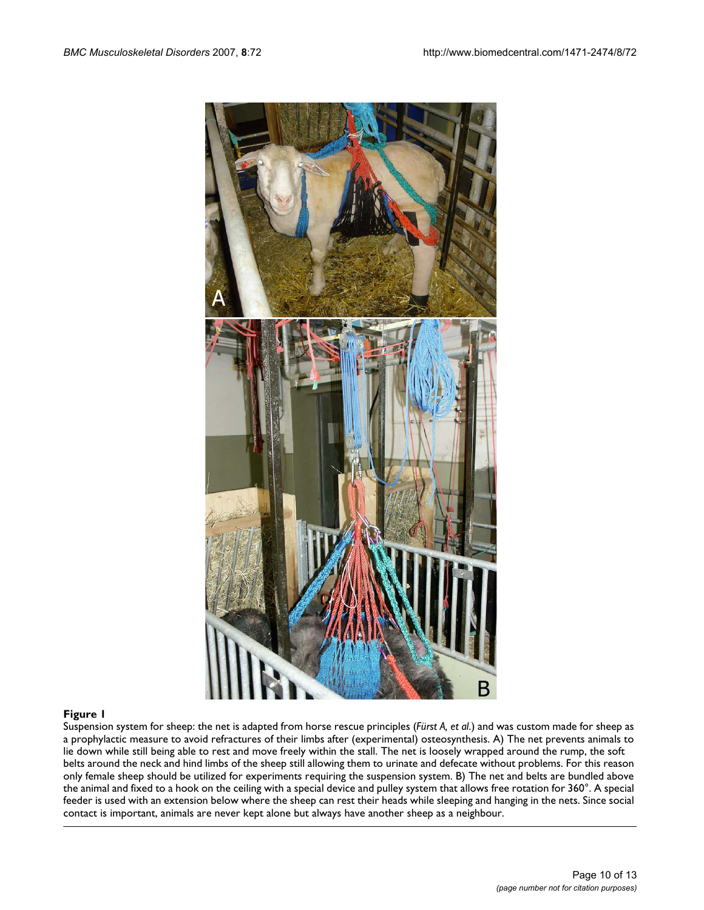**Figure 1**

Suspension system for sheep: the net is adapted from horse rescue principles (*Fürst A, et al.*) and was custom made for sheep as a prophylactic measure to avoid refractures of their limbs after (experimental) osteosynthesis. A) The net prevents animals to lie down while still being able to rest and move freely within the stall. The net is loosely wrapped around the rump, the soft belts around the neck and hind limbs of the sheep still allowing them to urinate and defecate without problems. For this reason only female sheep should be utilized for experiments requiring the suspension system. B) The net and belts are bundled above the animal and fixed to a hook on the ceiling with a special device and pulley system that allows free rotation for 360°. A special feeder is used with an extension below where the sheep can rest their heads while sleeping and hanging in the nets. Since social contact is important, animals are never kept alone but always have another sheep as a neighbour.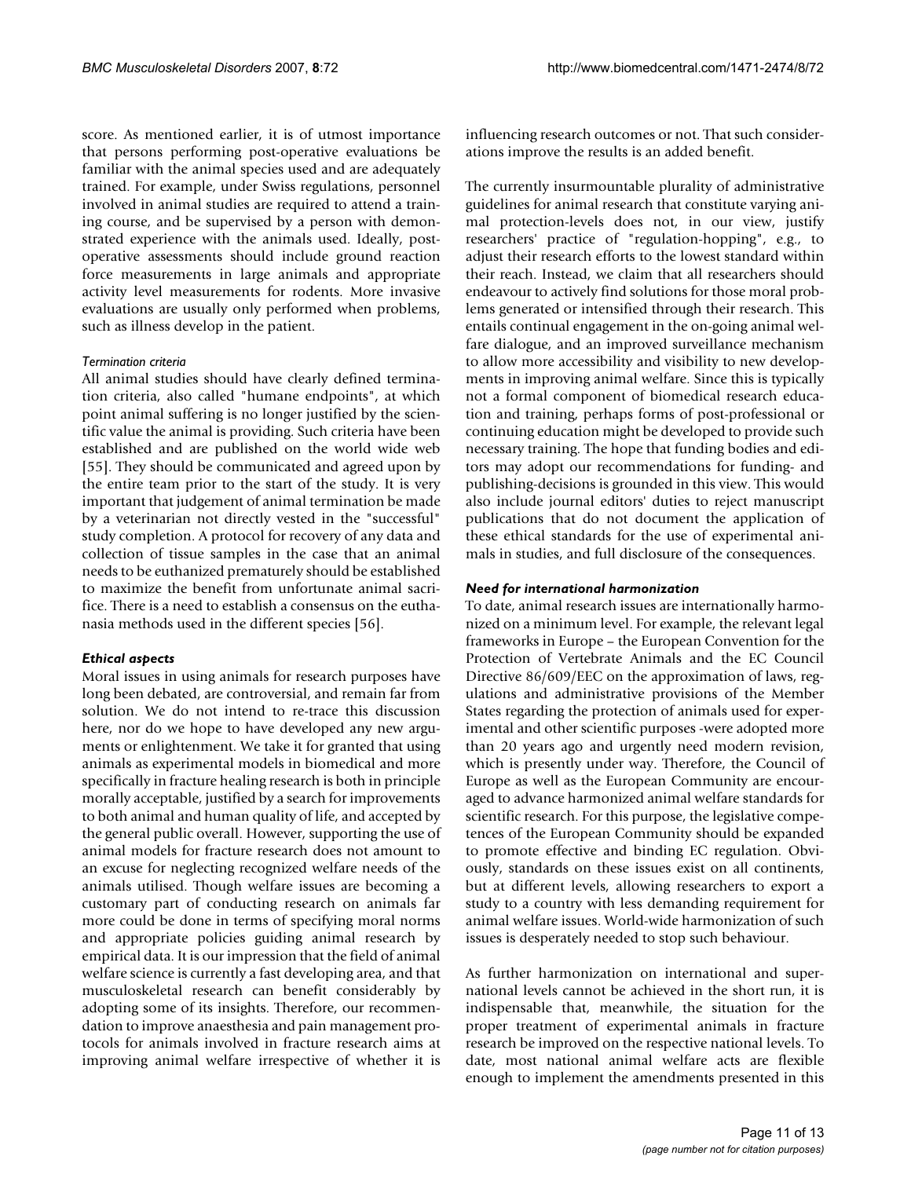score. As mentioned earlier, it is of utmost importance that persons performing post-operative evaluations be familiar with the animal species used and are adequately trained. For example, under Swiss regulations, personnel involved in animal studies are required to attend a training course, and be supervised by a person with demonstrated experience with the animals used. Ideally, post-operative assessments should include ground reaction force measurements in large animals and appropriate activity level measurements for rodents. More invasive evaluations are usually only performed when problems, such as illness develop in the patient.

#### *Termination criteria*

All animal studies should have clearly defined termination criteria, also called "humane endpoints", at which point animal suffering is no longer justified by the scientific value the animal is providing. Such criteria have been established and are published on the world wide web [55]. They should be communicated and agreed upon by the entire team prior to the start of the study. It is very important that judgement of animal termination be made by a veterinarian not directly vested in the "successful" study completion. A protocol for recovery of any data and collection of tissue samples in the case that an animal needs to be euthanized prematurely should be established to maximize the benefit from unfortunate animal sacrifice. There is a need to establish a consensus on the euthanasia methods used in the different species [56].

### *Ethical aspects*

Moral issues in using animals for research purposes have long been debated, are controversial, and remain far from solution. We do not intend to re-trace this discussion here, nor do we hope to have developed any new arguments or enlightenment. We take it for granted that using animals as experimental models in biomedical and more specifically in fracture healing research is both in principle morally acceptable, justified by a search for improvements to both animal and human quality of life, and accepted by the general public overall. However, supporting the use of animal models for fracture research does not amount to an excuse for neglecting recognized welfare needs of the animals utilised. Though welfare issues are becoming a customary part of conducting research on animals far more could be done in terms of specifying moral norms and appropriate policies guiding animal research by empirical data. It is our impression that the field of animal welfare science is currently a fast developing area, and that musculoskeletal research can benefit considerably by adopting some of its insights. Therefore, our recommendation to improve anaesthesia and pain management protocols for animals involved in fracture research aims at improving animal welfare irrespective of whether it is influencing research outcomes or not. That such considerations improve the results is an added benefit.

The currently insurmountable plurality of administrative guidelines for animal research that constitute varying animal protection-levels does not, in our view, justify researchers' practice of "regulation-hopping", e.g., to adjust their research efforts to the lowest standard within their reach. Instead, we claim that all researchers should endeavour to actively find solutions for those moral problems generated or intensified through their research. This entails continual engagement in the on-going animal welfare dialogue, and an improved surveillance mechanism to allow more accessibility and visibility to new developments in improving animal welfare. Since this is typically not a formal component of biomedical research education and training, perhaps forms of post-professional or continuing education might be developed to provide such necessary training. The hope that funding bodies and editors may adopt our recommendations for funding- and publishing-decisions is grounded in this view. This would also include journal editors' duties to reject manuscript publications that do not document the application of these ethical standards for the use of experimental animals in studies, and full disclosure of the consequences.

### *Need for international harmonization*

To date, animal research issues are internationally harmonized on a minimum level. For example, the relevant legal frameworks in Europe – the European Convention for the Protection of Vertebrate Animals and the EC Council Directive 86/609/EEC on the approximation of laws, regulations and administrative provisions of the Member States regarding the protection of animals used for experimental and other scientific purposes -were adopted more than 20 years ago and urgently need modern revision, which is presently under way. Therefore, the Council of Europe as well as the European Community are encouraged to advance harmonized animal welfare standards for scientific research. For this purpose, the legislative competences of the European Community should be expanded to promote effective and binding EC regulation. Obviously, standards on these issues exist on all continents, but at different levels, allowing researchers to export a study to a country with less demanding requirement for animal welfare issues. World-wide harmonization of such issues is desperately needed to stop such behaviour.

As further harmonization on international and supernational levels cannot be achieved in the short run, it is indispensable that, meanwhile, the situation for the proper treatment of experimental animals in fracture research be improved on the respective national levels. To date, most national animal welfare acts are flexible enough to implement the amendments presented in this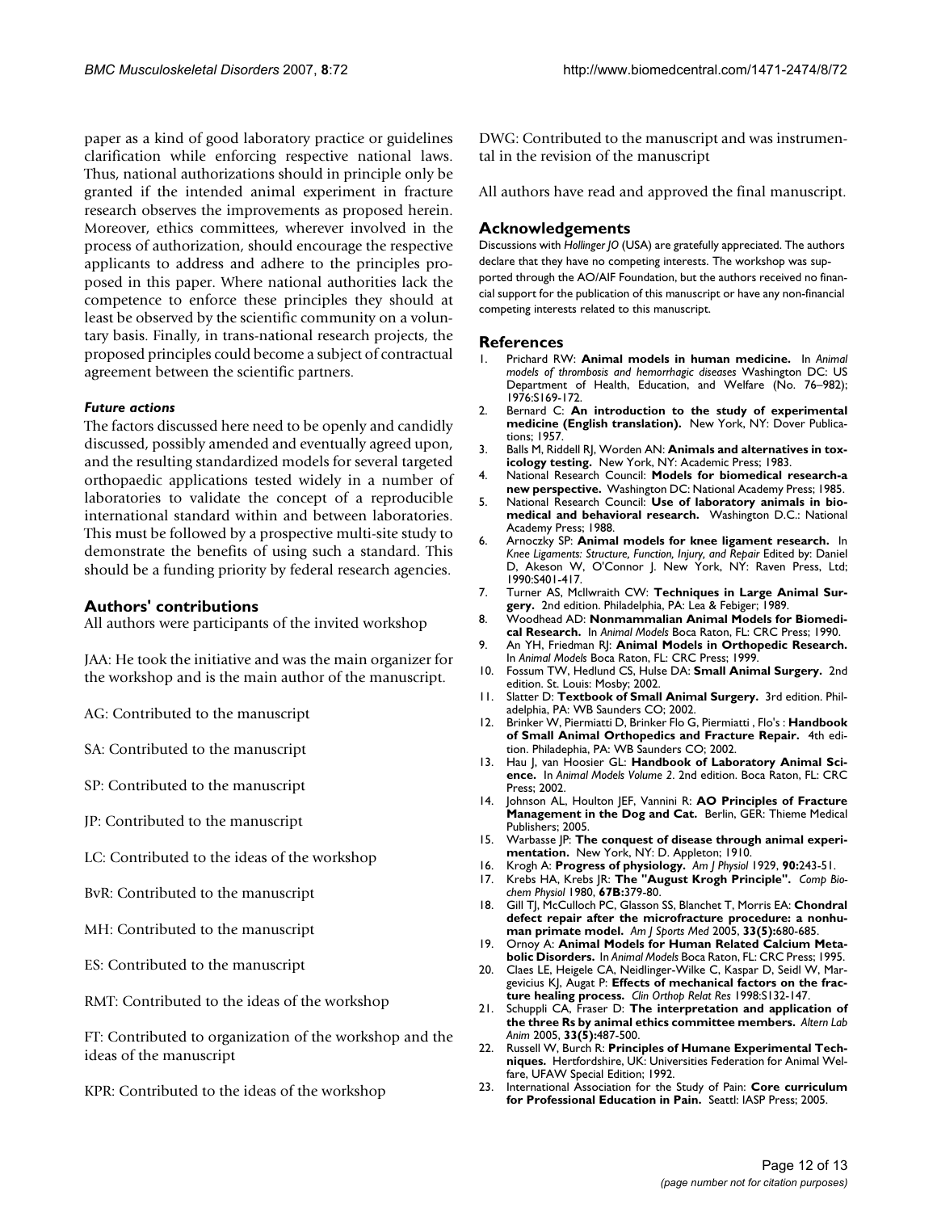paper as a kind of good laboratory practice or guidelines clarification while enforcing respective national laws. Thus, national authorizations should in principle only be granted if the intended animal experiment in fracture research observes the improvements as proposed herein. Moreover, ethics committees, wherever involved in the process of authorization, should encourage the respective applicants to address and adhere to the principles proposed in this paper. Where national authorities lack the competence to enforce these principles they should at least be observed by the scientific community on a voluntary basis. Finally, in trans-national research projects, the proposed principles could become a subject of contractual agreement between the scientific partners.

### *Future actions*

The factors discussed here need to be openly and candidly discussed, possibly amended and eventually agreed upon, and the resulting standardized models for several targeted orthopaedic applications tested widely in a number of laboratories to validate the concept of a reproducible international standard within and between laboratories. This must be followed by a prospective multi-site study to demonstrate the benefits of using such a standard. This should be a funding priority by federal research agencies.

## Authors' contributions

All authors were participants of the invited workshop

JAA: He took the initiative and was the main organizer for the workshop and is the main author of the manuscript.

AG: Contributed to the manuscript

SA: Contributed to the manuscript

SP: Contributed to the manuscript

JP: Contributed to the manuscript

LC: Contributed to the ideas of the workshop

BvR: Contributed to the manuscript

MH: Contributed to the manuscript

ES: Contributed to the manuscript

RMT: Contributed to the ideas of the workshop

FT: Contributed to organization of the workshop and the ideas of the manuscript

KPR: Contributed to the ideas of the workshop

DWG: Contributed to the manuscript and was instrumental in the revision of the manuscript

All authors have read and approved the final manuscript.

## Acknowledgements

Discussions with *Hollinger JO* (USA) are gratefully appreciated. The authors declare that they have no competing interests. The workshop was supported through the AO/AIF Foundation, but the authors received no financial support for the publication of this manuscript or have any non-financial competing interests related to this manuscript.

## References

1. Prichard RW: **Animal models in human medicine.** In *Animal models of thrombosis and hemorrhagic diseases* Washington DC: US Department of Health, Education, and Welfare (No. 76–982); 1976:S169-172.
2. Bernard C: **An introduction to the study of experimental medicine (English translation).** New York, NY: Dover Publications; 1957.
3. Balls M, Riddell RJ, Worden AN: **Animals and alternatives in toxicology testing.** New York, NY: Academic Press; 1983.
4. National Research Council: **Models for biomedical research-a new perspective.** Washington DC: National Academy Press; 1985.
5. National Research Council: **Use of laboratory animals in biomedical and behavioral research.** Washington D.C.: National Academy Press; 1988.
6. Arnoczky SP: **Animal models for knee ligament research.** In *Knee Ligaments: Structure, Function, Injury, and Repair* Edited by: Daniel D, Akeson W, O'Connor J. New York, NY: Raven Press, Ltd; 1990:S401-417.
7. Turner AS, McIlwraith CW: **Techniques in Large Animal Surgery.** 2nd edition. Philadelphia, PA: Lea & Febiger; 1989.
8. Woodhead AD: **Nonmammalian Animal Models for Biomedical Research.** In *Animal Models* Boca Raton, FL: CRC Press; 1990.
9. An YH, Friedman RJ: **Animal Models in Orthopedic Research.** In *Animal Models* Boca Raton, FL: CRC Press; 1999.
10. Fossum TW, Hedlund CS, Hulse DA: **Small Animal Surgery.** 2nd edition. St. Louis: Mosby; 2002.
11. Slatter D: **Textbook of Small Animal Surgery.** 3rd edition. Philadelphia, PA: WB Saunders CO; 2002.
12. Brinker W, Piermiatti D, Brinker Flo G, Piermiatti , Flo's : **Handbook of Small Animal Orthopedics and Fracture Repair.** 4th edition. Philadephia, PA: WB Saunders CO; 2002.
13. Hau J, van Hoosier GL: **Handbook of Laboratory Animal Science.** In *Animal Models Volume 2*. 2nd edition. Boca Raton, FL: CRC Press; 2002.
14. Johnson AL, Houlton JEF, Vannini R: **AO Principles of Fracture Management in the Dog and Cat.** Berlin, GER: Thieme Medical Publishers; 2005.
15. Warbasse JP: **The conquest of disease through animal experimentation.** New York, NY: D. Appleton; 1910.
16. Krogh A: **Progress of physiology.** *Am J Physiol* 1929, **90:**243-51.
17. Krebs HA, Krebs JR: **The "August Krogh Principle".** *Comp Biochem Physiol* 1980, **67B:**379-80.
18. Gill TJ, McCulloch PC, Glasson SS, Blanchet T, Morris EA: **Chondral defect repair after the microfracture procedure: a nonhuman primate model.** *Am J Sports Med* 2005, **33(5):**680-685.
19. Ornoy A: **Animal Models for Human Related Calcium Metabolic Disorders.** In *Animal Models* Boca Raton, FL: CRC Press; 1995.
20. Claes LE, Heigele CA, Neidlinger-Wilke C, Kaspar D, Seidl W, Margevicius KJ, Augat P: **Effects of mechanical factors on the fracture healing process.** *Clin Orthop Relat Res* 1998:S132-147.
21. Schuppli CA, Fraser D: **The interpretation and application of the three Rs by animal ethics committee members.** *Altern Lab Anim* 2005, **33(5):**487-500.
22. Russell W, Burch R: **Principles of Humane Experimental Techniques.** Hertfordshire, UK: Universities Federation for Animal Welfare, UFAW Special Edition; 1992.
23. International Association for the Study of Pain: **Core curriculum for Professional Education in Pain.** Seattl: IASP Press; 2005.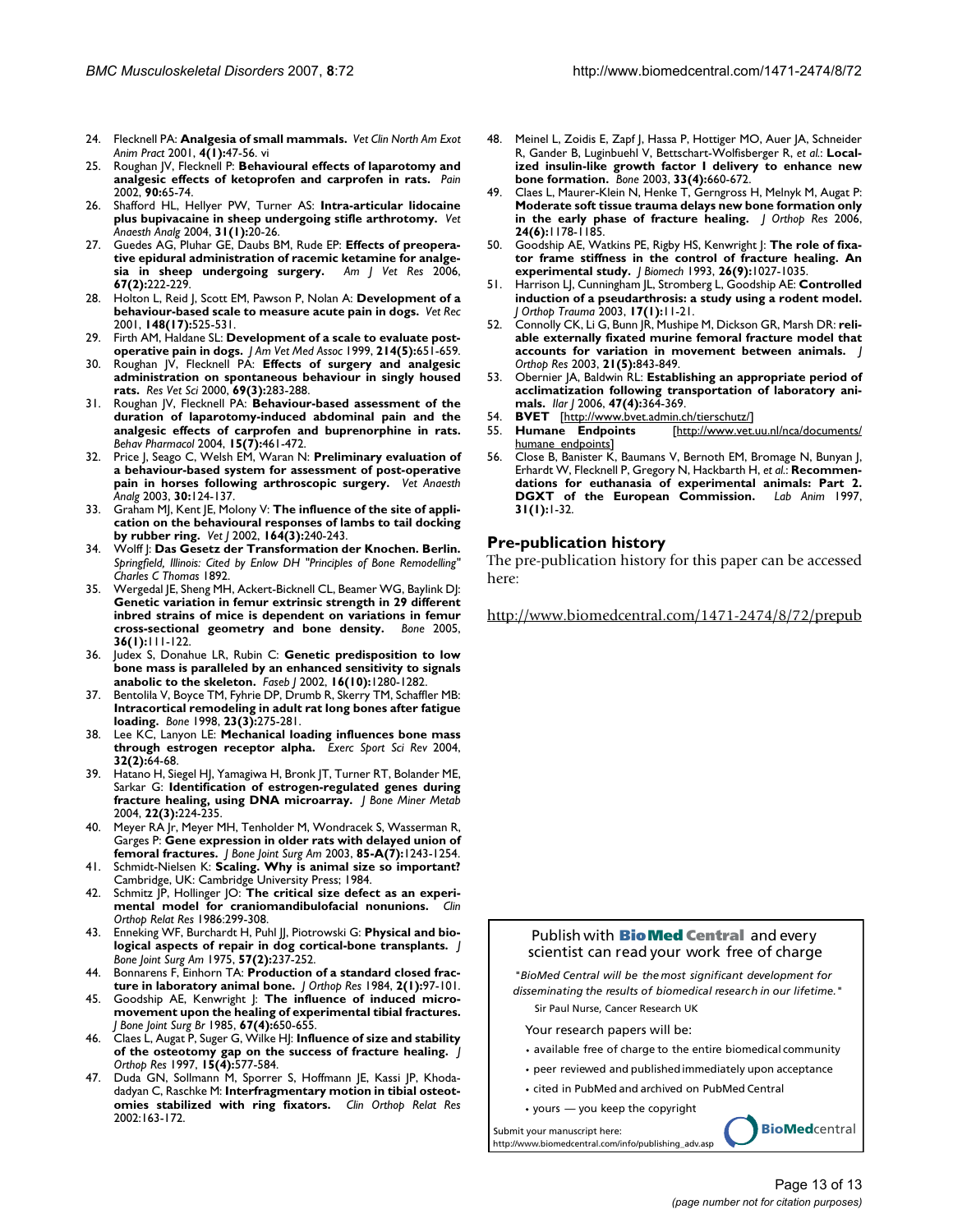24. Flecknell PA: **Analgesia of small mammals.** *Vet Clin North Am Exot Anim Pract* 2001, **4(1):**47-56. vi
25. Roughan JV, Flecknell P: **Behavioural effects of laparotomy and analgesic effects of ketoprofen and carprofen in rats.** *Pain* 2002, **90:**65-74.
26. Shafford HL, Hellyer PW, Turner AS: **Intra-articular lidocaine plus bupivacaine in sheep undergoing stifle arthrotomy.** *Vet Anaesth Analg* 2004, **31(1):**20-26.
27. Guedes AG, Pluhar GE, Daubs BM, Rude EP: **Effects of preoperative epidural administration of racemic ketamine for analgesia in sheep undergoing surgery.** *Am J Vet Res* 2006, **67(2):**222-229.
28. Holton L, Reid J, Scott EM, Pawson P, Nolan A: **Development of a behaviour-based scale to measure acute pain in dogs.** *Vet Rec* 2001, **148(17):**525-531.
29. Firth AM, Haldane SL: **Development of a scale to evaluate postoperative pain in dogs.** *J Am Vet Med Assoc* 1999, **214(5):**651-659.
30. Roughan JV, Flecknell PA: **Effects of surgery and analgesic administration on spontaneous behaviour in singly housed rats.** *Res Vet Sci* 2000, **69(3):**283-288.
31. Roughan JV, Flecknell PA: **Behaviour-based assessment of the duration of laparotomy-induced abdominal pain and the analgesic effects of carprofen and buprenorphine in rats.** *Behav Pharmacol* 2004, **15(7):**461-472.
32. Price J, Seago C, Welsh EM, Waran N: **Preliminary evaluation of a behaviour-based system for assessment of post-operative pain in horses following arthroscopic surgery.** *Vet Anaesth Analg* 2003, **30:**124-137.
33. Graham MJ, Kent JE, Molony V: **The influence of the site of application on the behavioural responses of lambs to tail docking by rubber ring.** *Vet J* 2002, **164(3):**240-243.
34. Wolff J: **Das Gesetz der Transformation der Knochen. Berlin.** *Springfield, Illinois: Cited by Enlow DH "Principles of Bone Remodelling" Charles C Thomas* 1892.
35. Wergedal JE, Sheng MH, Ackert-Bicknell CL, Beamer WG, Baylink DJ: **Genetic variation in femur extrinsic strength in 29 different inbred strains of mice is dependent on variations in femur cross-sectional geometry and bone density.** *Bone* 2005, **36(1):**111-122.
36. Judex S, Donahue LR, Rubin C: **Genetic predisposition to low bone mass is paralleled by an enhanced sensitivity to signals anabolic to the skeleton.** *Faseb J* 2002, **16(10):**1280-1282.
37. Bentolila V, Boyce TM, Fyhrie DP, Drumb R, Skerry TM, Schaffler MB: **Intracortical remodeling in adult rat long bones after fatigue loading.** *Bone* 1998, **23(3):**275-281.
38. Lee KC, Lanyon LE: **Mechanical loading influences bone mass through estrogen receptor alpha.** *Exerc Sport Sci Rev* 2004, **32(2):**64-68.
39. Hatano H, Siegel HJ, Yamagiwa H, Bronk JT, Turner RT, Bolander ME, Sarkar G: **Identification of estrogen-regulated genes during fracture healing, using DNA microarray.** *J Bone Miner Metab* 2004, **22(3):**224-235.
40. Meyer RA Jr, Meyer MH, Tenholder M, Wondracek S, Wasserman R, Garges P: **Gene expression in older rats with delayed union of femoral fractures.** *J Bone Joint Surg Am* 2003, **85-A(7):**1243-1254.
41. Schmidt-Nielsen K: **Scaling. Why is animal size so important?** Cambridge, UK: Cambridge University Press; 1984.
42. Schmitz JP, Hollinger JO: **The critical size defect as an experimental model for craniomandibulofacial nonunions.** *Clin Orthop Relat Res* 1986:299-308.
43. Enneking WF, Burchardt H, Puhl JJ, Piotrowski G: **Physical and biological aspects of repair in dog cortical-bone transplants.** *J Bone Joint Surg Am* 1975, **57(2):**237-252.
44. Bonnarens F, Einhorn TA: **Production of a standard closed fracture in laboratory animal bone.** *J Orthop Res* 1984, **2(1):**97-101.
45. Goodship AE, Kenwright J: **The influence of induced micromovement upon the healing of experimental tibial fractures.** *J Bone Joint Surg Br* 1985, **67(4):**650-655.
46. Claes L, Augat P, Suger G, Wilke HJ: **Influence of size and stability of the osteotomy gap on the success of fracture healing.** *J Orthop Res* 1997, **15(4):**577-584.
47. Duda GN, Sollmann M, Sporrer S, Hoffmann JE, Kassi JP, Khodadadyan C, Raschke M: **Interfragmentary motion in tibial osteotomies stabilized with ring fixators.** *Clin Orthop Relat Res* 2002:163-172.
48. Meinel L, Zoidis E, Zapf J, Hassa P, Hottiger MO, Auer JA, Schneider R, Gander B, Luginbuehl V, Bettschart-Wolfisberger R, *et al.*: **Localized insulin-like growth factor I delivery to enhance new bone formation.** *Bone* 2003, **33(4):**660-672.
49. Claes L, Maurer-Klein N, Henke T, Gerngross H, Melnyk M, Augat P: **Moderate soft tissue trauma delays new bone formation only in the early phase of fracture healing.** *J Orthop Res* 2006, **24(6):**1178-1185.
50. Goodship AE, Watkins PE, Rigby HS, Kenwright J: **The role of fixator frame stiffness in the control of fracture healing. An experimental study.** *J Biomech* 1993, **26(9):**1027-1035.
51. Harrison LJ, Cunningham JL, Stromberg L, Goodship AE: **Controlled induction of a pseudarthrosis: a study using a rodent model.** *J Orthop Trauma* 2003, **17(1):**11-21.
52. Connolly CK, Li G, Bunn JR, Mushipe M, Dickson GR, Marsh DR: **reliable externally fixated murine femoral fracture model that accounts for variation in movement between animals.** *J Orthop Res* 2003, **21(5):**843-849.
53. Obernier JA, Baldwin RL: **Establishing an appropriate period of acclimatization following transportation of laboratory animals.** *Ilar J* 2006, **47(4):**364-369.
54. **BVET** [http://www.bvet.admin.ch/tierschutz/]
55. **Humane Endpoints** [http://www.vet.uu.nl/nca/documents/humane_endpoints]
56. Close B, Banister K, Baumans V, Bernoth EM, Bromage N, Bunyan J, Erhardt W, Flecknell P, Gregory N, Hackbarth H, *et al.*: **Recommendations for euthanasia of experimental animals: Part 2. DGXT of the European Commission.** *Lab Anim* 1997, **31(1):**1-32.

## Pre-publication history

The pre-publication history for this paper can be accessed here:

http://www.biomedcentral.com/1471-2474/8/72/prepub

Publish with **BioMed Central** and every scientist can read your work free of charge

*"BioMed Central will be the most significant development for disseminating the results of biomedical research in our lifetime."*
Sir Paul Nurse, Cancer Research UK

Your research papers will be:

- available free of charge to the entire biomedical community
- peer reviewed and published immediately upon acceptance
- cited in PubMed and archived on PubMed Central
- yours — you keep the copyright

Submit your manuscript here:
http://www.biomedcentral.com/info/publishing_adv.asp

BioMedcentral